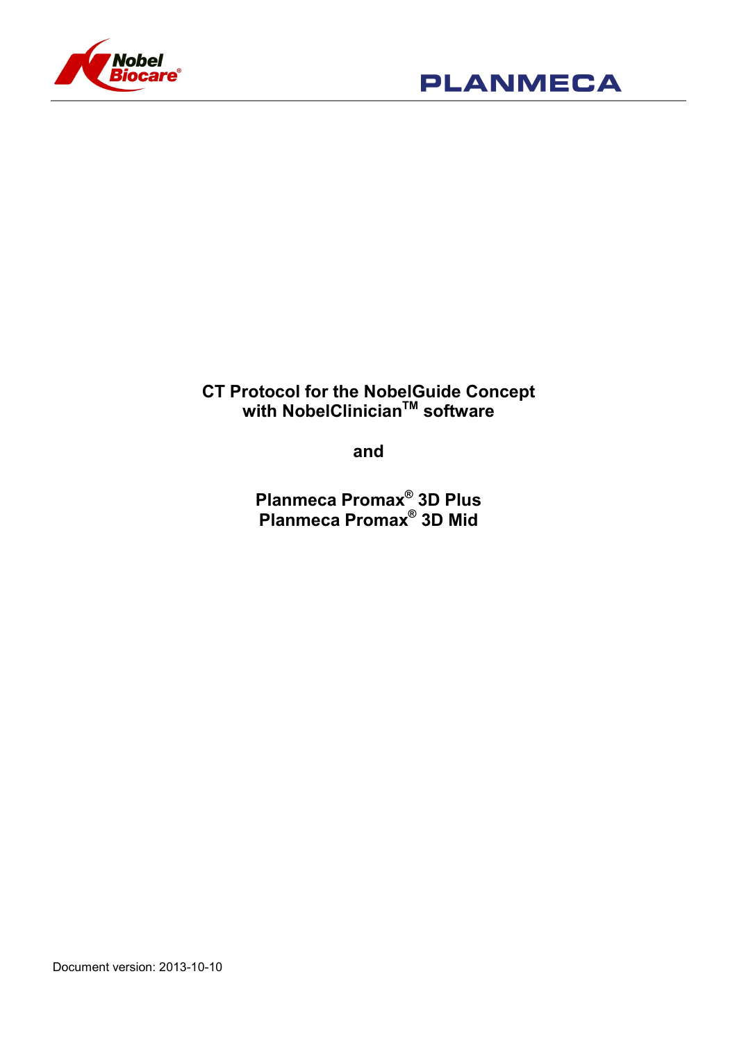Nobel Biocare

PLANMECA

# CT Protocol for the NobelGuide Concept with NobelClinician™ software

## and

## Planmeca Promax® 3D Plus
## Planmeca Promax® 3D Mid

Document version: 2013-10-10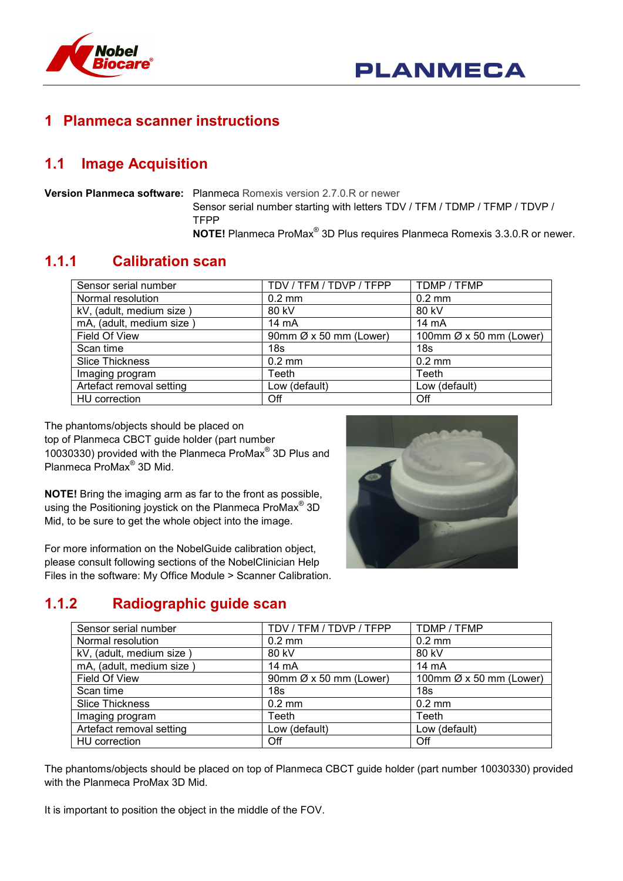# 1 Planmeca scanner instructions

## 1.1 Image Acquisition

**Version Planmeca software:** Planmeca Romexis version 2.7.0.R or newer
Sensor serial number starting with letters TDV / TFM / TDMP / TFMP / TDVP / TFPP
**NOTE!** Planmeca ProMax® 3D Plus requires Planmeca Romexis 3.3.0.R or newer.

### 1.1.1 Calibration scan

| Sensor serial number | TDV / TFM / TDVP / TFPP | TDMP / TFMP |
|---|---|---|
| Normal resolution | 0.2 mm | 0.2 mm |
| kV, (adult, medium size ) | 80 kV | 80 kV |
| mA, (adult, medium size ) | 14 mA | 14 mA |
| Field Of View | 90mm Ø x 50 mm (Lower) | 100mm Ø x 50 mm (Lower) |
| Scan time | 18s | 18s |
| Slice Thickness | 0.2 mm | 0.2 mm |
| Imaging program | Teeth | Teeth |
| Artefact removal setting | Low (default) | Low (default) |
| HU correction | Off | Off |

The phantoms/objects should be placed on top of Planmeca CBCT guide holder (part number 10030330) provided with the Planmeca ProMax® 3D Plus and Planmeca ProMax® 3D Mid.

**NOTE!** Bring the imaging arm as far to the front as possible, using the Positioning joystick on the Planmeca ProMax® 3D Mid, to be sure to get the whole object into the image.

For more information on the NobelGuide calibration object, please consult following sections of the NobelClinician Help Files in the software: My Office Module > Scanner Calibration.

### 1.1.2 Radiographic guide scan

| Sensor serial number | TDV / TFM / TDVP / TFPP | TDMP / TFMP |
|---|---|---|
| Normal resolution | 0.2 mm | 0.2 mm |
| kV, (adult, medium size ) | 80 kV | 80 kV |
| mA, (adult, medium size ) | 14 mA | 14 mA |
| Field Of View | 90mm Ø x 50 mm (Lower) | 100mm Ø x 50 mm (Lower) |
| Scan time | 18s | 18s |
| Slice Thickness | 0.2 mm | 0.2 mm |
| Imaging program | Teeth | Teeth |
| Artefact removal setting | Low (default) | Low (default) |
| HU correction | Off | Off |

The phantoms/objects should be placed on top of Planmeca CBCT guide holder (part number 10030330) provided with the Planmeca ProMax 3D Mid.

It is important to position the object in the middle of the FOV.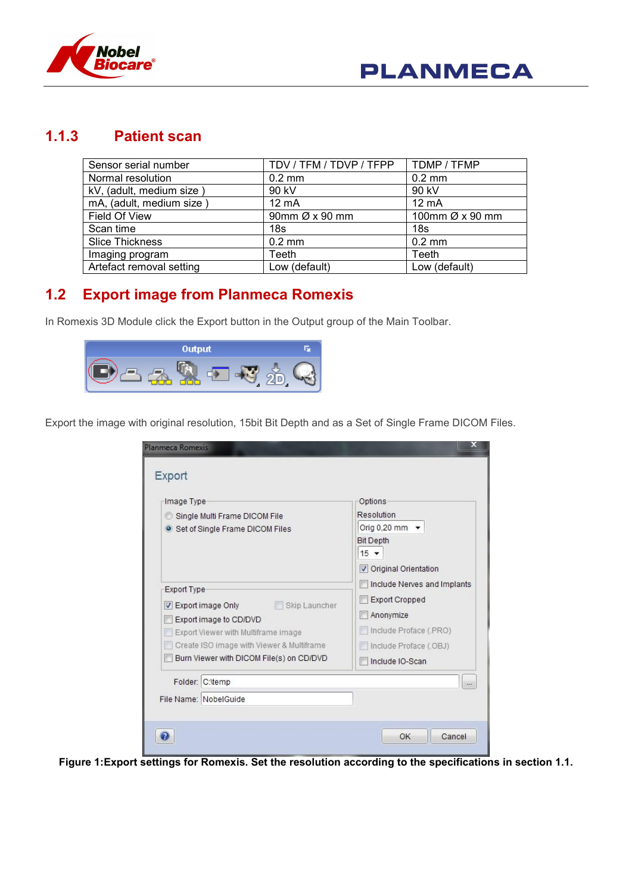### 1.1.3 Patient scan

| Sensor serial number | TDV / TFM / TDVP / TFPP | TDMP / TFMP |
|---|---|---|
| Normal resolution | 0.2 mm | 0.2 mm |
| kV, (adult, medium size ) | 90 kV | 90 kV |
| mA, (adult, medium size ) | 12 mA | 12 mA |
| Field Of View | 90mm Ø x 90 mm | 100mm Ø x 90 mm |
| Scan time | 18s | 18s |
| Slice Thickness | 0.2 mm | 0.2 mm |
| Imaging program | Teeth | Teeth |
| Artefact removal setting | Low (default) | Low (default) |

## 1.2 Export image from Planmeca Romexis

In Romexis 3D Module click the Export button in the Output group of the Main Toolbar.

Export the image with original resolution, 15bit Bit Depth and as a Set of Single Frame DICOM Files.

**Figure 1:Export settings for Romexis. Set the resolution according to the specifications in section 1.1.**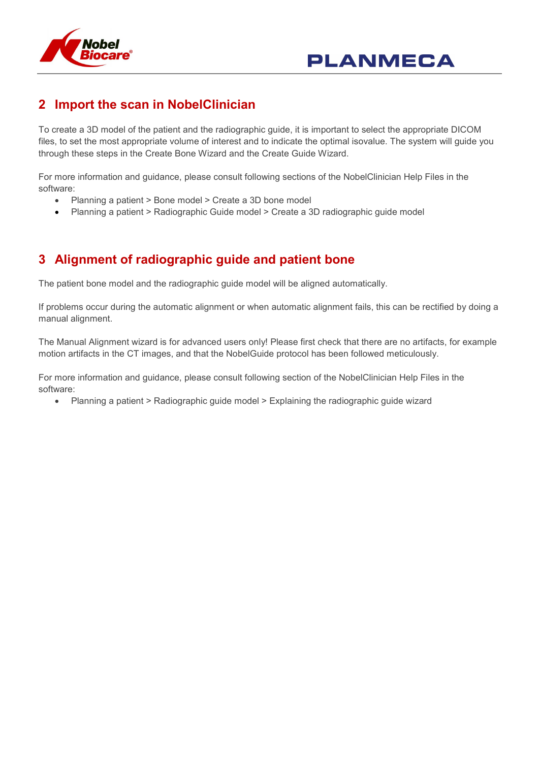## 2 Import the scan in NobelClinician

To create a 3D model of the patient and the radiographic guide, it is important to select the appropriate DICOM files, to set the most appropriate volume of interest and to indicate the optimal isovalue. The system will guide you through these steps in the Create Bone Wizard and the Create Guide Wizard.

For more information and guidance, please consult following sections of the NobelClinician Help Files in the software:

- Planning a patient > Bone model > Create a 3D bone model
- Planning a patient > Radiographic Guide model > Create a 3D radiographic guide model

## 3 Alignment of radiographic guide and patient bone

The patient bone model and the radiographic guide model will be aligned automatically.

If problems occur during the automatic alignment or when automatic alignment fails, this can be rectified by doing a manual alignment.

The Manual Alignment wizard is for advanced users only! Please first check that there are no artifacts, for example motion artifacts in the CT images, and that the NobelGuide protocol has been followed meticulously.

For more information and guidance, please consult following section of the NobelClinician Help Files in the software:

- Planning a patient > Radiographic guide model > Explaining the radiographic guide wizard